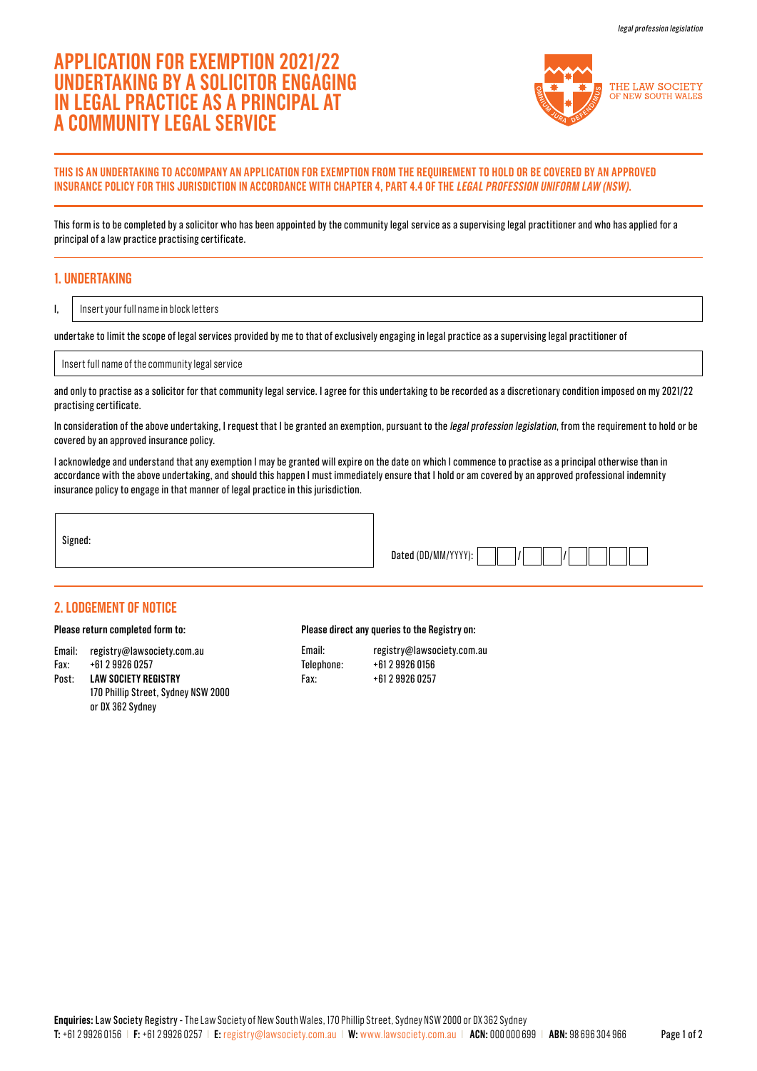# APPLICATION FOR EXEMPTION 2021/22 UNDERTAKING BY A SOLICITOR ENGAGING IN LEGAL PRACTICE AS A PRINCIPAL AT A COMMUNITY LEGAL SERVICE

THE LAW SOCIETY OF NEW SOUTH WALES

**THIS IS AN UNDERTAKING TO ACCOMPANY AN APPLICATION FOR EXEMPTION FROM THE REQUIREMENT TO HOLD OR BE COVERED BY AN APPROVED INSURANCE POLICY FOR THIS JURISDICTION IN ACCORDANCE WITH CHAPTER 4, PART 4.4 OF THE *LEGAL PROFESSION UNIFORM LAW (NSW)*.**

This form is to be completed by a solicitor who has been appointed by the community legal service as a supervising legal practitioner and who has applied for a principal of a law practice practising certificate.

## 1. UNDERTAKING

I, Insert your full name in block letters

undertake to limit the scope of legal services provided by me to that of exclusively engaging in legal practice as a supervising legal practitioner of

Insert full name of the community legal service

and only to practise as a solicitor for that community legal service. I agree for this undertaking to be recorded as a discretionary condition imposed on my 2021/22 practising certificate.

In consideration of the above undertaking, I request that I be granted an exemption, pursuant to the *legal profession legislation*, from the requirement to hold or be covered by an approved insurance policy.

I acknowledge and understand that any exemption I may be granted will expire on the date on which I commence to practise as a principal otherwise than in accordance with the above undertaking, and should this happen I must immediately ensure that I hold or am covered by an approved professional indemnity insurance policy to engage in that manner of legal practice in this jurisdiction.

Signed:

Dated (DD/MM/YYYY): __ __ / __ __ / __ __ __ __

## 2. LODGEMENT OF NOTICE

**Please return completed form to:**

Email: registry@lawsociety.com.au
Fax: +61 2 9926 0257
Post: **LAW SOCIETY REGISTRY**
170 Phillip Street, Sydney NSW 2000
or DX 362 Sydney

**Please direct any queries to the Registry on:**

Email: registry@lawsociety.com.au
Telephone: +61 2 9926 0156
Fax: +61 2 9926 0257

**Enquiries:** Law Society Registry - The Law Society of New South Wales, 170 Phillip Street, Sydney NSW 2000 or DX 362 Sydney
**T:** +61 2 9926 0156 | **F:** +61 2 9926 0257 | **E:** registry@lawsociety.com.au | **W:** www.lawsociety.com.au | **ACN:** 000 000 699 | **ABN:** 98 696 304 966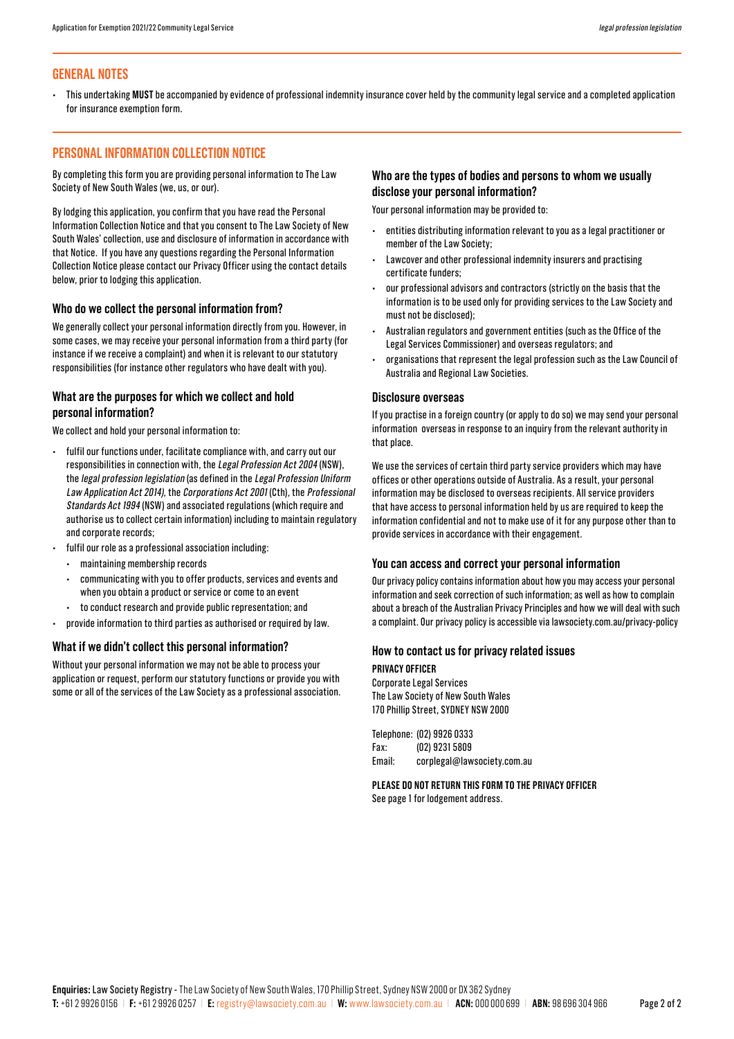## GENERAL NOTES

- This undertaking **MUST** be accompanied by evidence of professional indemnity insurance cover held by the community legal service and a completed application for insurance exemption form.

## PERSONAL INFORMATION COLLECTION NOTICE

By completing this form you are providing personal information to The Law Society of New South Wales (we, us, or our).

By lodging this application, you confirm that you have read the Personal Information Collection Notice and that you consent to The Law Society of New South Wales' collection, use and disclosure of information in accordance with that Notice. If you have any questions regarding the Personal Information Collection Notice please contact our Privacy Officer using the contact details below, prior to lodging this application.

### Who do we collect the personal information from?

We generally collect your personal information directly from you. However, in some cases, we may receive your personal information from a third party (for instance if we receive a complaint) and when it is relevant to our statutory responsibilities (for instance other regulators who have dealt with you).

### What are the purposes for which we collect and hold personal information?

We collect and hold your personal information to:

- fulfil our functions under, facilitate compliance with, and carry out our responsibilities in connection with, the *Legal Profession Act 2004* (NSW), the *legal profession legislation* (as defined in the *Legal Profession Uniform Law Application Act 2014)*, the *Corporations Act 2001* (Cth), the *Professional Standards Act 1994* (NSW) and associated regulations (which require and authorise us to collect certain information) including to maintain regulatory and corporate records;
- fulfil our role as a professional association including:
  - maintaining membership records
  - communicating with you to offer products, services and events and when you obtain a product or service or come to an event
  - to conduct research and provide public representation; and
- provide information to third parties as authorised or required by law.

### What if we didn't collect this personal information?

Without your personal information we may not be able to process your application or request, perform our statutory functions or provide you with some or all of the services of the Law Society as a professional association.

### Who are the types of bodies and persons to whom we usually disclose your personal information?

Your personal information may be provided to:

- entities distributing information relevant to you as a legal practitioner or member of the Law Society;
- Lawcover and other professional indemnity insurers and practising certificate funders;
- our professional advisors and contractors (strictly on the basis that the information is to be used only for providing services to the Law Society and must not be disclosed);
- Australian regulators and government entities (such as the Office of the Legal Services Commissioner) and overseas regulators; and
- organisations that represent the legal profession such as the Law Council of Australia and Regional Law Societies.

### Disclosure overseas

If you practise in a foreign country (or apply to do so) we may send your personal information overseas in response to an inquiry from the relevant authority in that place.

We use the services of certain third party service providers which may have offices or other operations outside of Australia. As a result, your personal information may be disclosed to overseas recipients. All service providers that have access to personal information held by us are required to keep the information confidential and not to make use of it for any purpose other than to provide services in accordance with their engagement.

### You can access and correct your personal information

Our privacy policy contains information about how you may access your personal information and seek correction of such information; as well as how to complain about a breach of the Australian Privacy Principles and how we will deal with such a complaint. Our privacy policy is accessible via lawsociety.com.au/privacy-policy

### How to contact us for privacy related issues

**PRIVACY OFFICER**
Corporate Legal Services
The Law Society of New South Wales
170 Phillip Street, SYDNEY NSW 2000

Telephone: (02) 9926 0333
Fax: (02) 9231 5809
Email: corplegal@lawsociety.com.au

**PLEASE DO NOT RETURN THIS FORM TO THE PRIVACY OFFICER**
See page 1 for lodgement address.

**Enquiries:** Law Society Registry - The Law Society of New South Wales, 170 Phillip Street, Sydney NSW 2000 or DX 362 Sydney
**T:** +61 2 9926 0156 | **F:** +61 2 9926 0257 | **E:** registry@lawsociety.com.au | **W:** www.lawsociety.com.au | **ACN:** 000 000 699 | **ABN:** 98 696 304 966